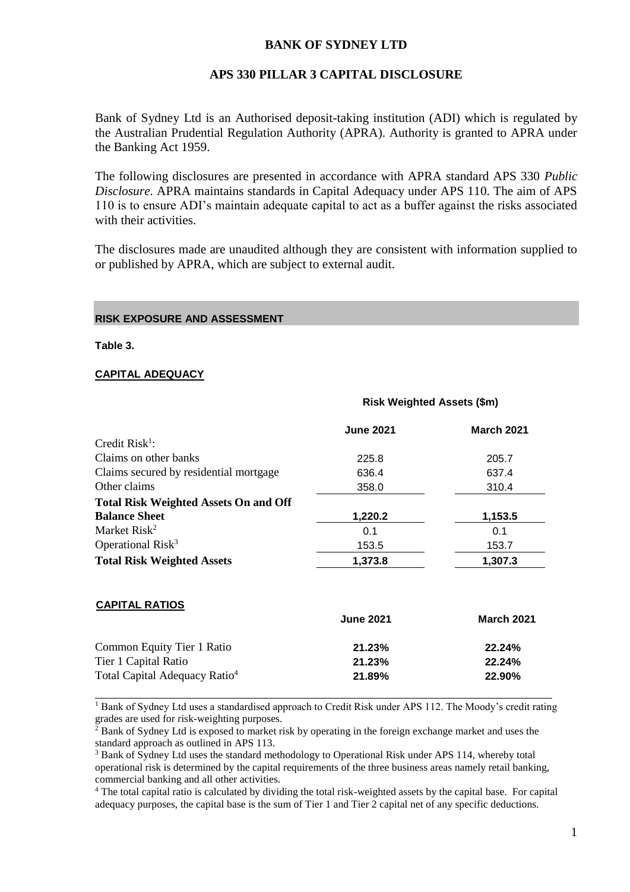# BANK OF SYDNEY LTD

## APS 330 PILLAR 3 CAPITAL DISCLOSURE

Bank of Sydney Ltd is an Authorised deposit-taking institution (ADI) which is regulated by the Australian Prudential Regulation Authority (APRA). Authority is granted to APRA under the Banking Act 1959.

The following disclosures are presented in accordance with APRA standard APS 330 *Public Disclosure*. APRA maintains standards in Capital Adequacy under APS 110. The aim of APS 110 is to ensure ADI's maintain adequate capital to act as a buffer against the risks associated with their activities.

The disclosures made are unaudited although they are consistent with information supplied to or published by APRA, which are subject to external audit.

### RISK EXPOSURE AND ASSESSMENT

**Table 3.**

**CAPITAL ADEQUACY**

| | Risk Weighted Assets ($m) | |
|---|---|---|
| | **June 2021** | **March 2021** |
| Credit Risk[1]: | | |
| Claims on other banks | 225.8 | 205.7 |
| Claims secured by residential mortgage | 636.4 | 637.4 |
| Other claims | 358.0 | 310.4 |
| **Total Risk Weighted Assets On and Off Balance Sheet** | **1,220.2** | **1,153.5** |
| Market Risk[2] | 0.1 | 0.1 |
| Operational Risk[3] | 153.5 | 153.7 |
| **Total Risk Weighted Assets** | **1,373.8** | **1,307.3** |

**CAPITAL RATIOS**

| | **June 2021** | **March 2021** |
|---|---|---|
| Common Equity Tier 1 Ratio | **21.23%** | **22.24%** |
| Tier 1 Capital Ratio | **21.23%** | **22.24%** |
| Total Capital Adequacy Ratio[4] | **21.89%** | **22.90%** |

---

[1] Bank of Sydney Ltd uses a standardised approach to Credit Risk under APS 112. The Moody's credit rating grades are used for risk-weighting purposes.

[2] Bank of Sydney Ltd is exposed to market risk by operating in the foreign exchange market and uses the standard approach as outlined in APS 113.

[3] Bank of Sydney Ltd uses the standard methodology to Operational Risk under APS 114, whereby total operational risk is determined by the capital requirements of the three business areas namely retail banking, commercial banking and all other activities.

[4] The total capital ratio is calculated by dividing the total risk-weighted assets by the capital base. For capital adequacy purposes, the capital base is the sum of Tier 1 and Tier 2 capital net of any specific deductions.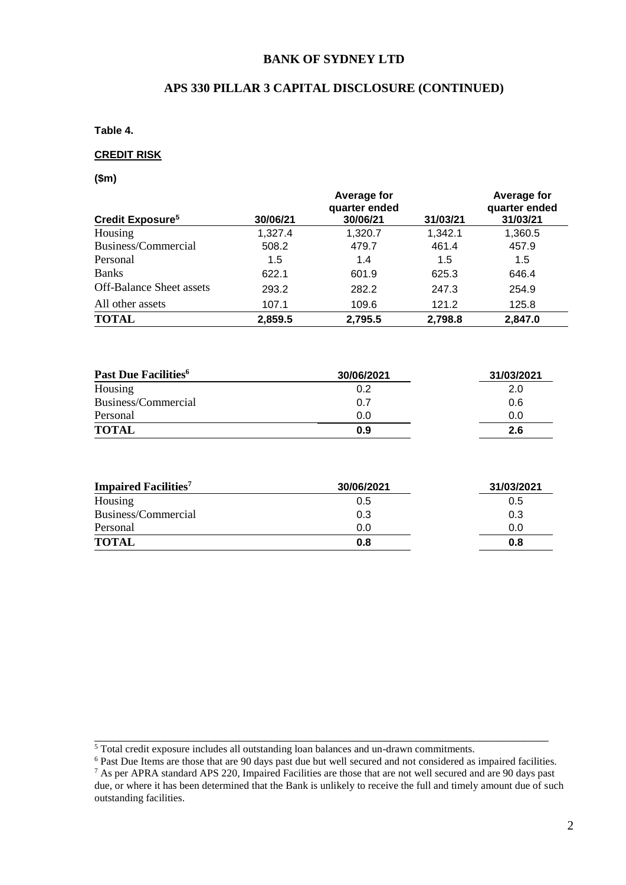# BANK OF SYDNEY LTD

## APS 330 PILLAR 3 CAPITAL DISCLOSURE (CONTINUED)

**Table 4.**

**CREDIT RISK**

**($m)**

| Credit Exposure[5] | 30/06/21 | Average for quarter ended 30/06/21 | 31/03/21 | Average for quarter ended 31/03/21 |
|---|---|---|---|---|
| Housing | 1,327.4 | 1,320.7 | 1,342.1 | 1,360.5 |
| Business/Commercial | 508.2 | 479.7 | 461.4 | 457.9 |
| Personal | 1.5 | 1.4 | 1.5 | 1.5 |
| Banks | 622.1 | 601.9 | 625.3 | 646.4 |
| Off-Balance Sheet assets | 293.2 | 282.2 | 247.3 | 254.9 |
| All other assets | 107.1 | 109.6 | 121.2 | 125.8 |
| **TOTAL** | **2,859.5** | **2,795.5** | **2,798.8** | **2,847.0** |

| Past Due Facilities[6] | 30/06/2021 | 31/03/2021 |
|---|---|---|
| Housing | 0.2 | 2.0 |
| Business/Commercial | 0.7 | 0.6 |
| Personal | 0.0 | 0.0 |
| **TOTAL** | **0.9** | **2.6** |

| Impaired Facilities[7] | 30/06/2021 | 31/03/2021 |
|---|---|---|
| Housing | 0.5 | 0.5 |
| Business/Commercial | 0.3 | 0.3 |
| Personal | 0.0 | 0.0 |
| **TOTAL** | **0.8** | **0.8** |

---

[5] Total credit exposure includes all outstanding loan balances and un-drawn commitments.

[6] Past Due Items are those that are 90 days past due but well secured and not considered as impaired facilities.

[7] As per APRA standard APS 220, Impaired Facilities are those that are not well secured and are 90 days past due, or where it has been determined that the Bank is unlikely to receive the full and timely amount due of such outstanding facilities.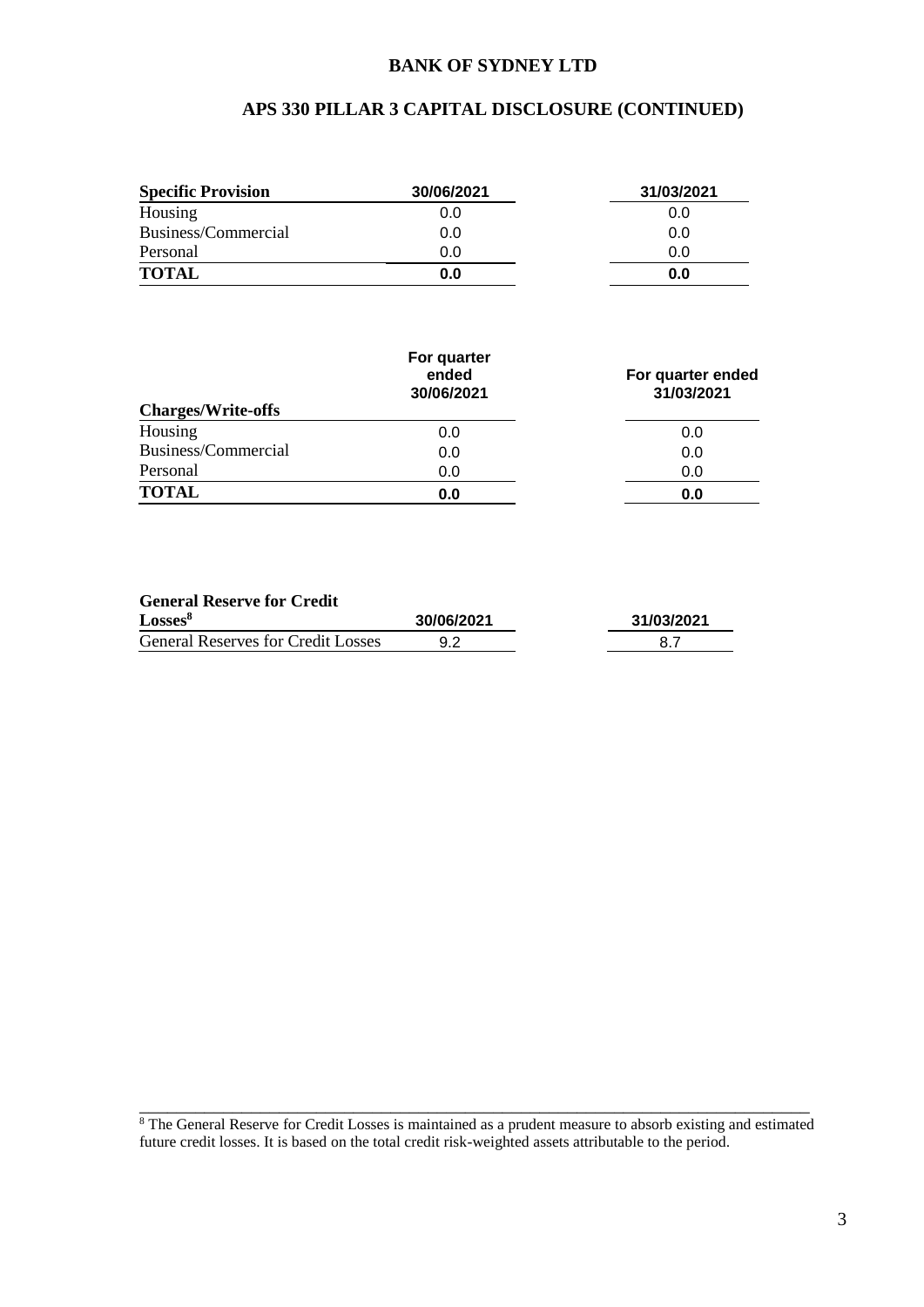**BANK OF SYDNEY LTD**

**APS 330 PILLAR 3 CAPITAL DISCLOSURE (CONTINUED)**

| **Specific Provision** | **30/06/2021** | **31/03/2021** |
| --- | --- | --- |
| Housing | 0.0 | 0.0 |
| Business/Commercial | 0.0 | 0.0 |
| Personal | 0.0 | 0.0 |
| **TOTAL** | **0.0** | **0.0** |

| **Charges/Write-offs** | **For quarter ended 30/06/2021** | **For quarter ended 31/03/2021** |
| --- | --- | --- |
| Housing | 0.0 | 0.0 |
| Business/Commercial | 0.0 | 0.0 |
| Personal | 0.0 | 0.0 |
| **TOTAL** | **0.0** | **0.0** |

| **General Reserve for Credit Losses**[8] | **30/06/2021** | **31/03/2021** |
| --- | --- | --- |
| General Reserves for Credit Losses | 9.2 | 8.7 |

[8] The General Reserve for Credit Losses is maintained as a prudent measure to absorb existing and estimated future credit losses. It is based on the total credit risk-weighted assets attributable to the period.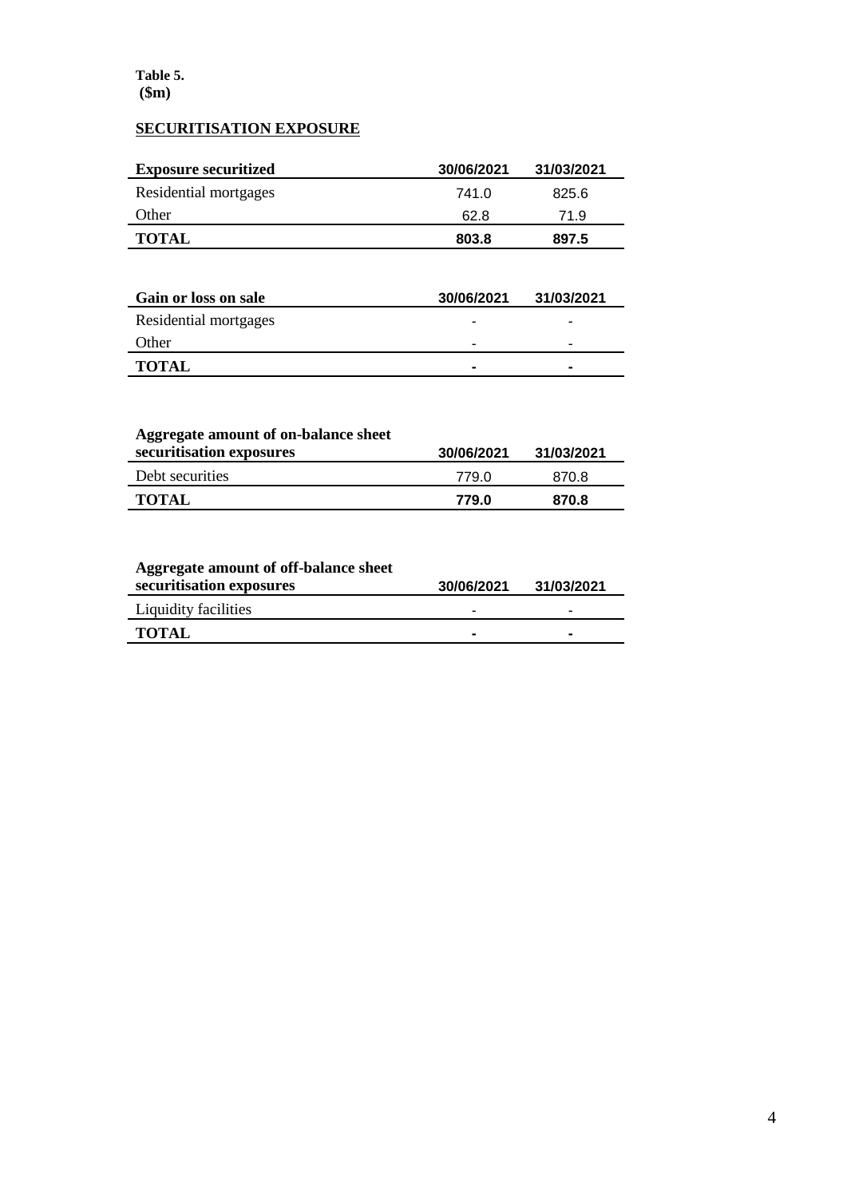**Table 5.**
**($m)**

## SECURITISATION EXPOSURE

| Exposure securitized | 30/06/2021 | 31/03/2021 |
|---|---|---|
| Residential mortgages | 741.0 | 825.6 |
| Other | 62.8 | 71.9 |
| **TOTAL** | **803.8** | **897.5** |

| Gain or loss on sale | 30/06/2021 | 31/03/2021 |
|---|---|---|
| Residential mortgages | - | - |
| Other | - | - |
| **TOTAL** | **-** | **-** |

| Aggregate amount of on-balance sheet securitisation exposures | 30/06/2021 | 31/03/2021 |
|---|---|---|
| Debt securities | 779.0 | 870.8 |
| **TOTAL** | **779.0** | **870.8** |

| Aggregate amount of off-balance sheet securitisation exposures | 30/06/2021 | 31/03/2021 |
|---|---|---|
| Liquidity facilities | - | - |
| **TOTAL** | **-** | **-** |